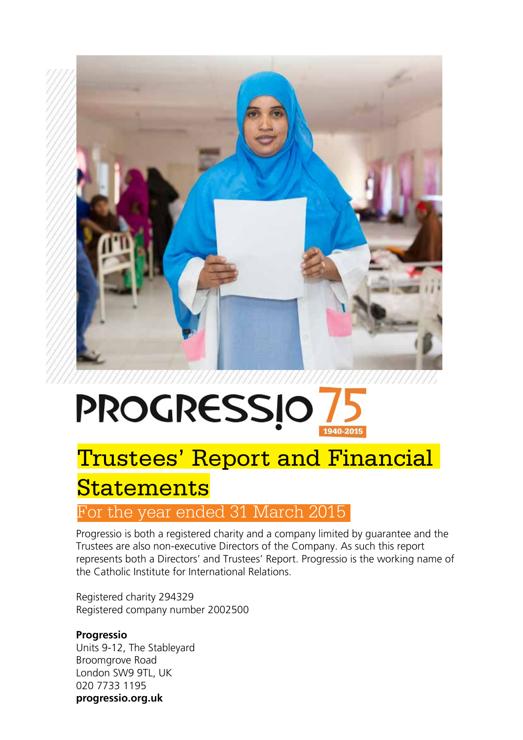PROGRESSIO 75 1940-2015

# Trustees' Report and Financial Statements

## For the year ended 31 March 2015

Progressio is both a registered charity and a company limited by guarantee and the Trustees are also non-executive Directors of the Company. As such this report represents both a Directors' and Trustees' Report. Progressio is the working name of the Catholic Institute for International Relations.

Registered charity 294329
Registered company number 2002500

**Progressio**
Units 9-12, The Stableyard
Broomgrove Road
London SW9 9TL, UK
020 7733 1195
**progressio.org.uk**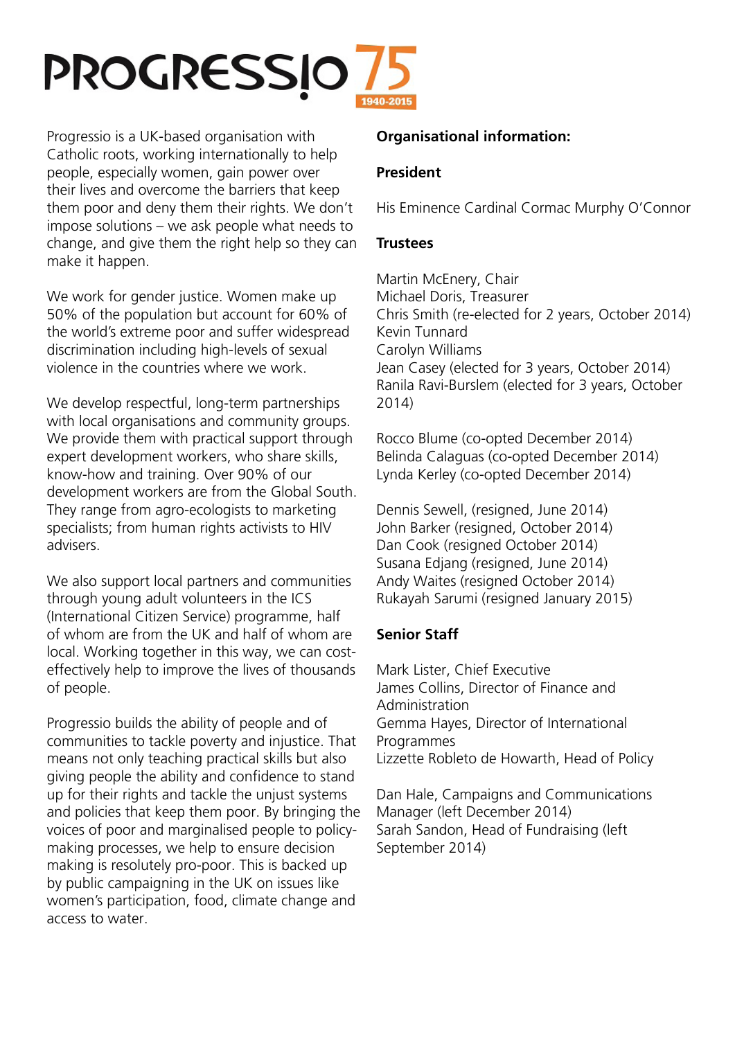# PROGRESSIO 75

1940-2015

Progressio is a UK-based organisation with Catholic roots, working internationally to help people, especially women, gain power over their lives and overcome the barriers that keep them poor and deny them their rights. We don't impose solutions – we ask people what needs to change, and give them the right help so they can make it happen.

We work for gender justice. Women make up 50% of the population but account for 60% of the world's extreme poor and suffer widespread discrimination including high-levels of sexual violence in the countries where we work.

We develop respectful, long-term partnerships with local organisations and community groups. We provide them with practical support through expert development workers, who share skills, know-how and training. Over 90% of our development workers are from the Global South. They range from agro-ecologists to marketing specialists; from human rights activists to HIV advisers.

We also support local partners and communities through young adult volunteers in the ICS (International Citizen Service) programme, half of whom are from the UK and half of whom are local. Working together in this way, we can cost-effectively help to improve the lives of thousands of people.

Progressio builds the ability of people and of communities to tackle poverty and injustice. That means not only teaching practical skills but also giving people the ability and confidence to stand up for their rights and tackle the unjust systems and policies that keep them poor. By bringing the voices of poor and marginalised people to policy-making processes, we help to ensure decision making is resolutely pro-poor. This is backed up by public campaigning in the UK on issues like women's participation, food, climate change and access to water.

**Organisational information:**

**President**

His Eminence Cardinal Cormac Murphy O'Connor

**Trustees**

Martin McEnery, Chair
Michael Doris, Treasurer
Chris Smith (re-elected for 2 years, October 2014)
Kevin Tunnard
Carolyn Williams
Jean Casey (elected for 3 years, October 2014)
Ranila Ravi-Burslem (elected for 3 years, October 2014)

Rocco Blume (co-opted December 2014)
Belinda Calaguas (co-opted December 2014)
Lynda Kerley (co-opted December 2014)

Dennis Sewell, (resigned, June 2014)
John Barker (resigned, October 2014)
Dan Cook (resigned October 2014)
Susana Edjang (resigned, June 2014)
Andy Waites (resigned October 2014)
Rukayah Sarumi (resigned January 2015)

**Senior Staff**

Mark Lister, Chief Executive
James Collins, Director of Finance and Administration
Gemma Hayes, Director of International Programmes
Lizzette Robleto de Howarth, Head of Policy

Dan Hale, Campaigns and Communications Manager (left December 2014)
Sarah Sandon, Head of Fundraising (left September 2014)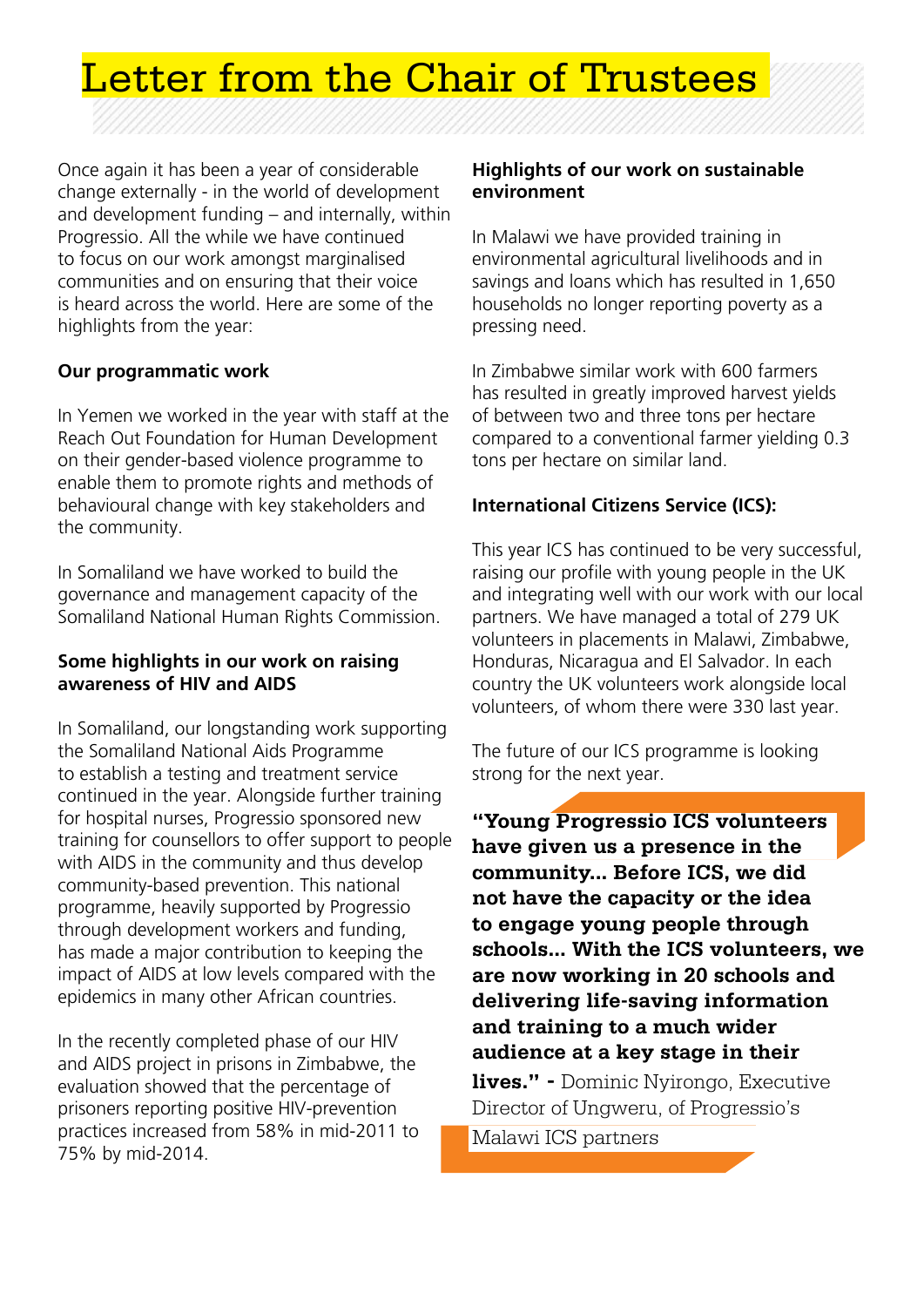# Letter from the Chair of Trustees

Once again it has been a year of considerable change externally - in the world of development and development funding – and internally, within Progressio. All the while we have continued to focus on our work amongst marginalised communities and on ensuring that their voice is heard across the world. Here are some of the highlights from the year:

**Our programmatic work**

In Yemen we worked in the year with staff at the Reach Out Foundation for Human Development on their gender-based violence programme to enable them to promote rights and methods of behavioural change with key stakeholders and the community.

In Somaliland we have worked to build the governance and management capacity of the Somaliland National Human Rights Commission.

**Some highlights in our work on raising awareness of HIV and AIDS**

In Somaliland, our longstanding work supporting the Somaliland National Aids Programme to establish a testing and treatment service continued in the year. Alongside further training for hospital nurses, Progressio sponsored new training for counsellors to offer support to people with AIDS in the community and thus develop community-based prevention. This national programme, heavily supported by Progressio through development workers and funding, has made a major contribution to keeping the impact of AIDS at low levels compared with the epidemics in many other African countries.

In the recently completed phase of our HIV and AIDS project in prisons in Zimbabwe, the evaluation showed that the percentage of prisoners reporting positive HIV-prevention practices increased from 58% in mid-2011 to 75% by mid-2014.

**Highlights of our work on sustainable environment**

In Malawi we have provided training in environmental agricultural livelihoods and in savings and loans which has resulted in 1,650 households no longer reporting poverty as a pressing need.

In Zimbabwe similar work with 600 farmers has resulted in greatly improved harvest yields of between two and three tons per hectare compared to a conventional farmer yielding 0.3 tons per hectare on similar land.

**International Citizens Service (ICS):**

This year ICS has continued to be very successful, raising our profile with young people in the UK and integrating well with our work with our local partners. We have managed a total of 279 UK volunteers in placements in Malawi, Zimbabwe, Honduras, Nicaragua and El Salvador. In each country the UK volunteers work alongside local volunteers, of whom there were 330 last year.

The future of our ICS programme is looking strong for the next year.

**"Young Progressio ICS volunteers have given us a presence in the community... Before ICS, we did not have the capacity or the idea to engage young people through schools... With the ICS volunteers, we are now working in 20 schools and delivering life-saving information and training to a much wider audience at a key stage in their lives." -** Dominic Nyirongo, Executive Director of Ungweru, of Progressio's Malawi ICS partners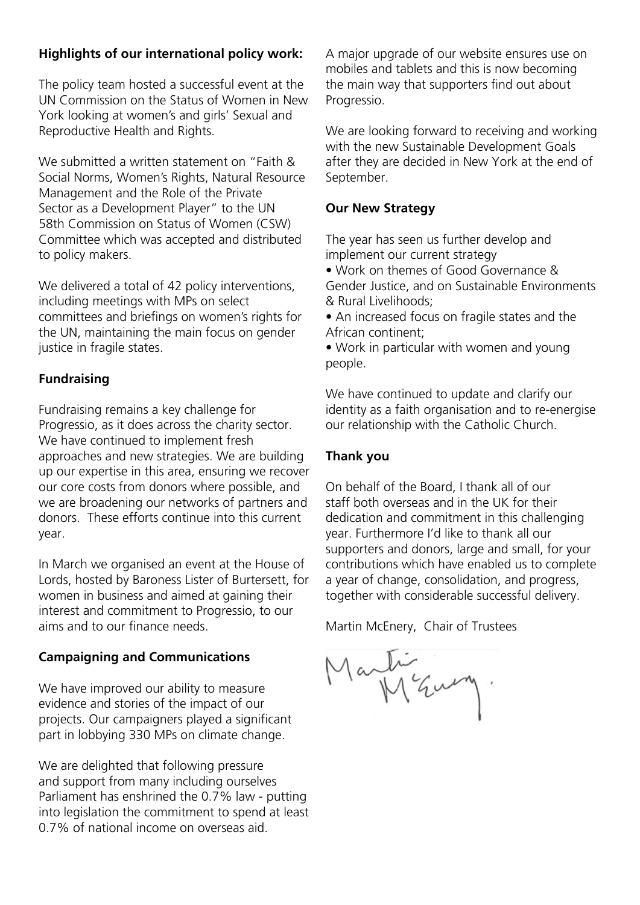**Highlights of our international policy work:**

The policy team hosted a successful event at the UN Commission on the Status of Women in New York looking at women's and girls' Sexual and Reproductive Health and Rights.

We submitted a written statement on "Faith & Social Norms, Women's Rights, Natural Resource Management and the Role of the Private Sector as a Development Player" to the UN 58th Commission on Status of Women (CSW) Committee which was accepted and distributed to policy makers.

We delivered a total of 42 policy interventions, including meetings with MPs on select committees and briefings on women's rights for the UN, maintaining the main focus on gender justice in fragile states.

**Fundraising**

Fundraising remains a key challenge for Progressio, as it does across the charity sector. We have continued to implement fresh approaches and new strategies. We are building up our expertise in this area, ensuring we recover our core costs from donors where possible, and we are broadening our networks of partners and donors. These efforts continue into this current year.

In March we organised an event at the House of Lords, hosted by Baroness Lister of Burtersett, for women in business and aimed at gaining their interest and commitment to Progressio, to our aims and to our finance needs.

**Campaigning and Communications**

We have improved our ability to measure evidence and stories of the impact of our projects. Our campaigners played a significant part in lobbying 330 MPs on climate change.

We are delighted that following pressure and support from many including ourselves Parliament has enshrined the 0.7% law - putting into legislation the commitment to spend at least 0.7% of national income on overseas aid.

A major upgrade of our website ensures use on mobiles and tablets and this is now becoming the main way that supporters find out about Progressio.

We are looking forward to receiving and working with the new Sustainable Development Goals after they are decided in New York at the end of September.

**Our New Strategy**

The year has seen us further develop and implement our current strategy

- Work on themes of Good Governance & Gender Justice, and on Sustainable Environments & Rural Livelihoods;
- An increased focus on fragile states and the African continent;
- Work in particular with women and young people.

We have continued to update and clarify our identity as a faith organisation and to re-energise our relationship with the Catholic Church.

**Thank you**

On behalf of the Board, I thank all of our staff both overseas and in the UK for their dedication and commitment in this challenging year. Furthermore I'd like to thank all our supporters and donors, large and small, for your contributions which have enabled us to complete a year of change, consolidation, and progress, together with considerable successful delivery.

Martin McEnery, Chair of Trustees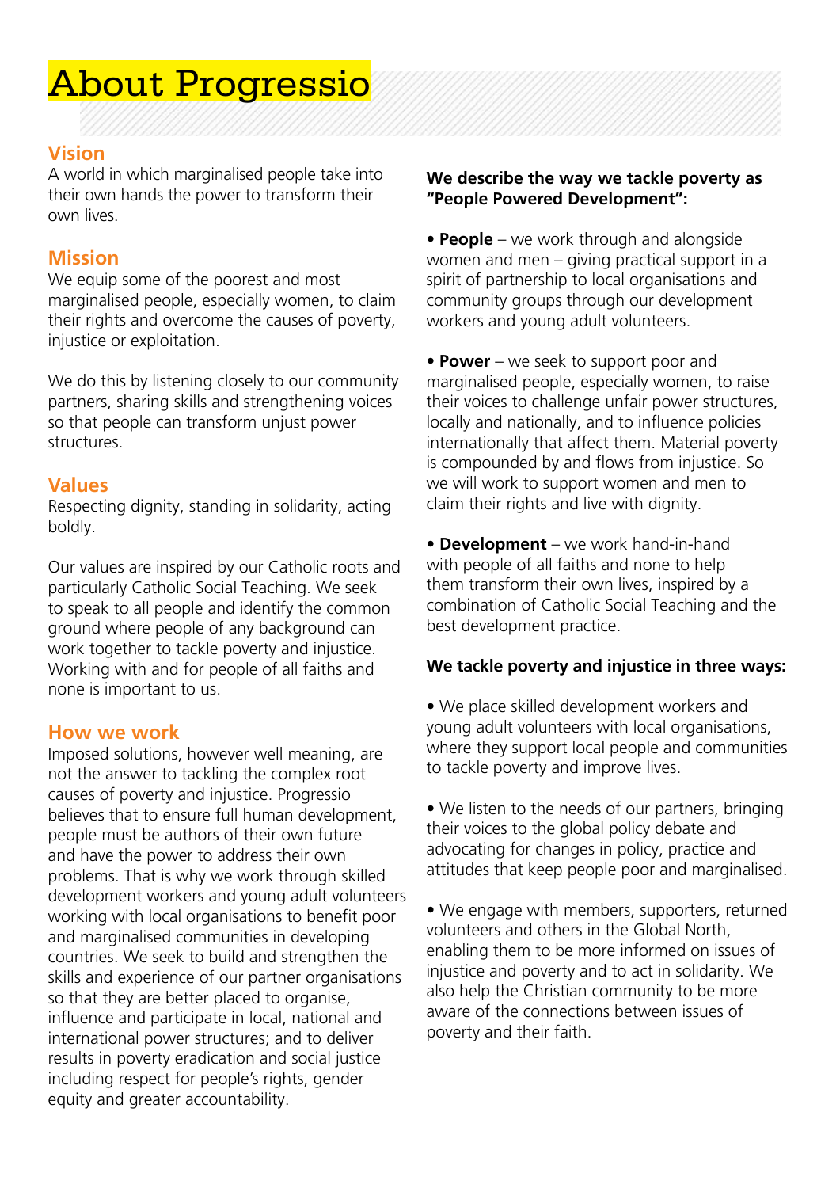# About Progressio

## Vision

A world in which marginalised people take into their own hands the power to transform their own lives.

## Mission

We equip some of the poorest and most marginalised people, especially women, to claim their rights and overcome the causes of poverty, injustice or exploitation.

We do this by listening closely to our community partners, sharing skills and strengthening voices so that people can transform unjust power structures.

## Values

Respecting dignity, standing in solidarity, acting boldly.

Our values are inspired by our Catholic roots and particularly Catholic Social Teaching. We seek to speak to all people and identify the common ground where people of any background can work together to tackle poverty and injustice. Working with and for people of all faiths and none is important to us.

## How we work

Imposed solutions, however well meaning, are not the answer to tackling the complex root causes of poverty and injustice. Progressio believes that to ensure full human development, people must be authors of their own future and have the power to address their own problems. That is why we work through skilled development workers and young adult volunteers working with local organisations to benefit poor and marginalised communities in developing countries. We seek to build and strengthen the skills and experience of our partner organisations so that they are better placed to organise, influence and participate in local, national and international power structures; and to deliver results in poverty eradication and social justice including respect for people's rights, gender equity and greater accountability.

**We describe the way we tackle poverty as "People Powered Development":**

- **People** – we work through and alongside women and men – giving practical support in a spirit of partnership to local organisations and community groups through our development workers and young adult volunteers.

- **Power** – we seek to support poor and marginalised people, especially women, to raise their voices to challenge unfair power structures, locally and nationally, and to influence policies internationally that affect them. Material poverty is compounded by and flows from injustice. So we will work to support women and men to claim their rights and live with dignity.

- **Development** – we work hand-in-hand with people of all faiths and none to help them transform their own lives, inspired by a combination of Catholic Social Teaching and the best development practice.

**We tackle poverty and injustice in three ways:**

- We place skilled development workers and young adult volunteers with local organisations, where they support local people and communities to tackle poverty and improve lives.

- We listen to the needs of our partners, bringing their voices to the global policy debate and advocating for changes in policy, practice and attitudes that keep people poor and marginalised.

- We engage with members, supporters, returned volunteers and others in the Global North, enabling them to be more informed on issues of injustice and poverty and to act in solidarity. We also help the Christian community to be more aware of the connections between issues of poverty and their faith.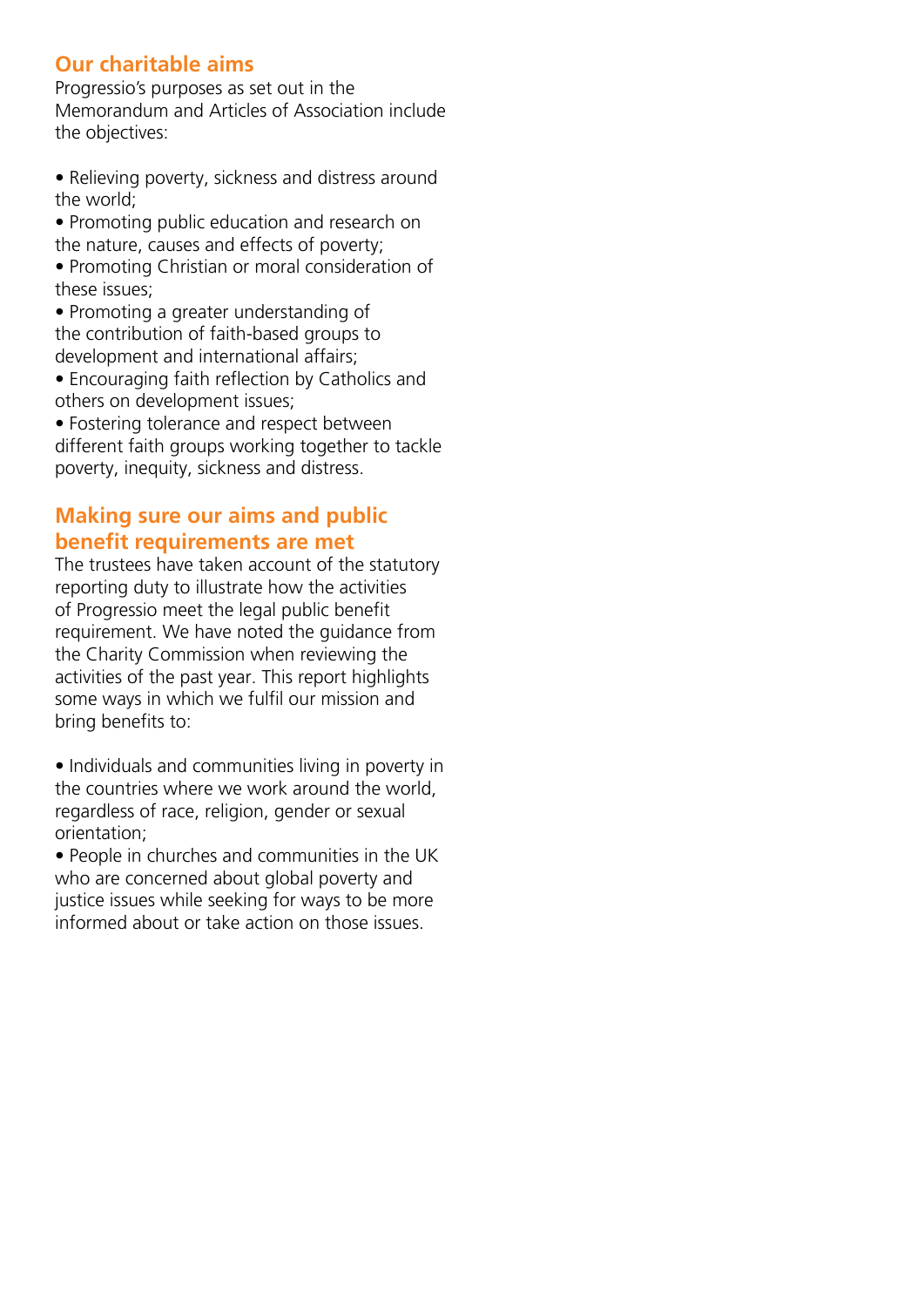## Our charitable aims

Progressio's purposes as set out in the Memorandum and Articles of Association include the objectives:

- Relieving poverty, sickness and distress around the world;
- Promoting public education and research on the nature, causes and effects of poverty;
- Promoting Christian or moral consideration of these issues;
- Promoting a greater understanding of the contribution of faith-based groups to development and international affairs;
- Encouraging faith reflection by Catholics and others on development issues;
- Fostering tolerance and respect between different faith groups working together to tackle poverty, inequity, sickness and distress.

## Making sure our aims and public benefit requirements are met

The trustees have taken account of the statutory reporting duty to illustrate how the activities of Progressio meet the legal public benefit requirement. We have noted the guidance from the Charity Commission when reviewing the activities of the past year. This report highlights some ways in which we fulfil our mission and bring benefits to:

- Individuals and communities living in poverty in the countries where we work around the world, regardless of race, religion, gender or sexual orientation;
- People in churches and communities in the UK who are concerned about global poverty and justice issues while seeking for ways to be more informed about or take action on those issues.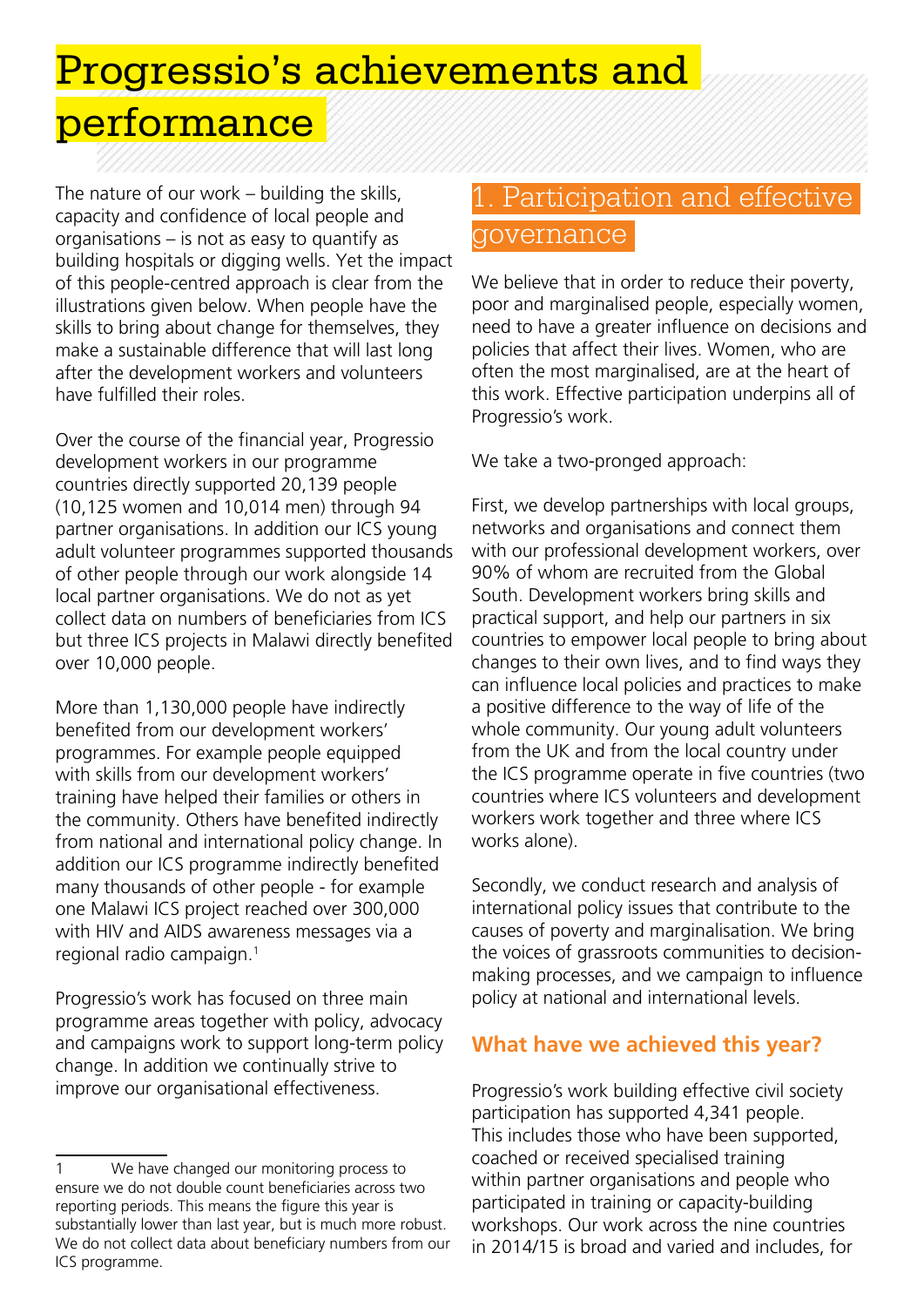# Progressio's achievements and performance

The nature of our work – building the skills, capacity and confidence of local people and organisations – is not as easy to quantify as building hospitals or digging wells. Yet the impact of this people-centred approach is clear from the illustrations given below. When people have the skills to bring about change for themselves, they make a sustainable difference that will last long after the development workers and volunteers have fulfilled their roles.

Over the course of the financial year, Progressio development workers in our programme countries directly supported 20,139 people (10,125 women and 10,014 men) through 94 partner organisations. In addition our ICS young adult volunteer programmes supported thousands of other people through our work alongside 14 local partner organisations. We do not as yet collect data on numbers of beneficiaries from ICS but three ICS projects in Malawi directly benefited over 10,000 people.

More than 1,130,000 people have indirectly benefited from our development workers' programmes. For example people equipped with skills from our development workers' training have helped their families or others in the community. Others have benefited indirectly from national and international policy change. In addition our ICS programme indirectly benefited many thousands of other people - for example one Malawi ICS project reached over 300,000 with HIV and AIDS awareness messages via a regional radio campaign.[1]

Progressio's work has focused on three main programme areas together with policy, advocacy and campaigns work to support long-term policy change. In addition we continually strive to improve our organisational effectiveness.

## 1. Participation and effective governance

We believe that in order to reduce their poverty, poor and marginalised people, especially women, need to have a greater influence on decisions and policies that affect their lives. Women, who are often the most marginalised, are at the heart of this work. Effective participation underpins all of Progressio's work.

We take a two-pronged approach:

First, we develop partnerships with local groups, networks and organisations and connect them with our professional development workers, over 90% of whom are recruited from the Global South. Development workers bring skills and practical support, and help our partners in six countries to empower local people to bring about changes to their own lives, and to find ways they can influence local policies and practices to make a positive difference to the way of life of the whole community. Our young adult volunteers from the UK and from the local country under the ICS programme operate in five countries (two countries where ICS volunteers and development workers work together and three where ICS works alone).

Secondly, we conduct research and analysis of international policy issues that contribute to the causes of poverty and marginalisation. We bring the voices of grassroots communities to decision-making processes, and we campaign to influence policy at national and international levels.

### What have we achieved this year?

Progressio's work building effective civil society participation has supported 4,341 people. This includes those who have been supported, coached or received specialised training within partner organisations and people who participated in training or capacity-building workshops. Our work across the nine countries in 2014/15 is broad and varied and includes, for

---

1 We have changed our monitoring process to ensure we do not double count beneficiaries across two reporting periods. This means the figure this year is substantially lower than last year, but is much more robust. We do not collect data about beneficiary numbers from our ICS programme.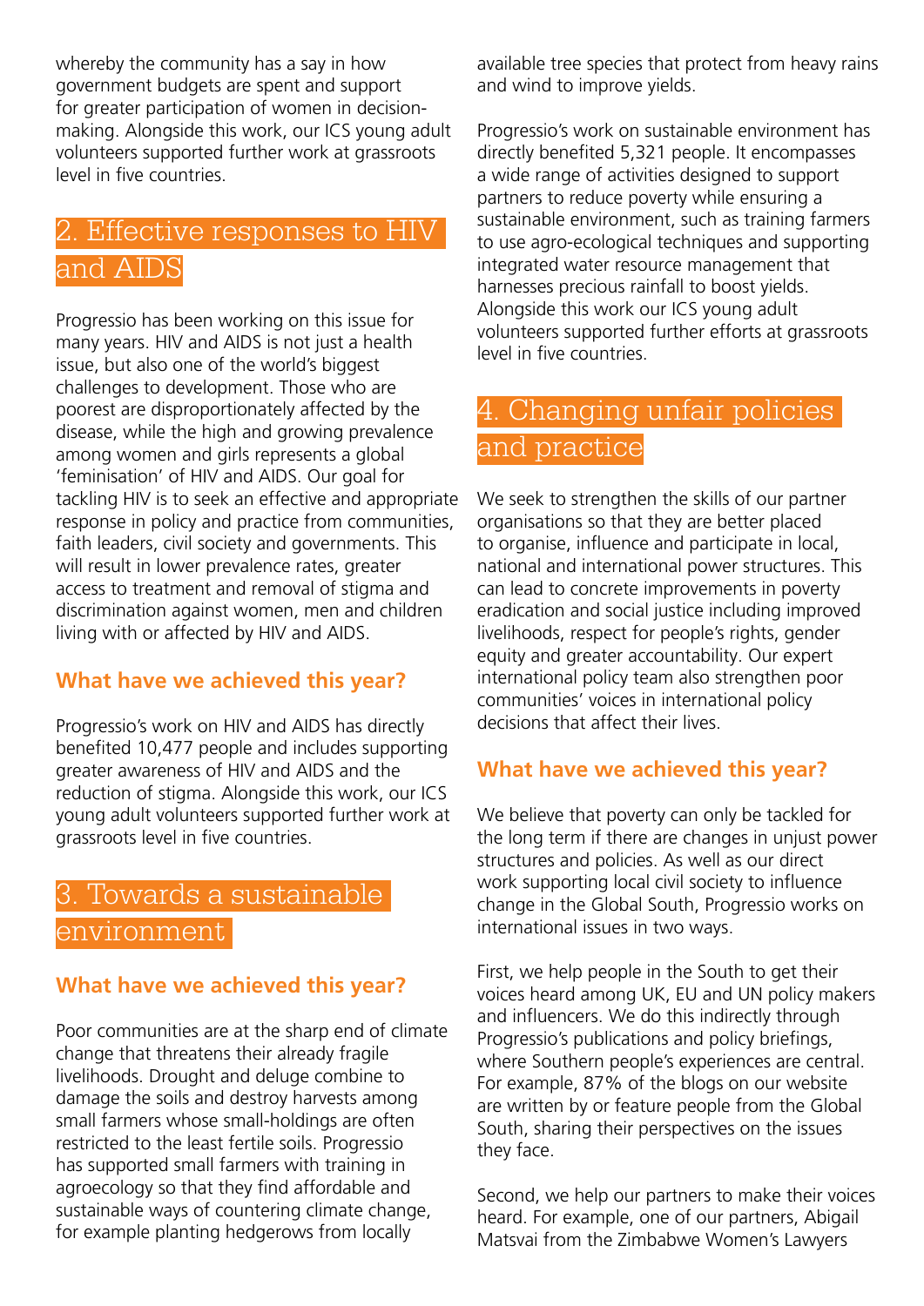whereby the community has a say in how government budgets are spent and support for greater participation of women in decision-making. Alongside this work, our ICS young adult volunteers supported further work at grassroots level in five countries.

## 2. Effective responses to HIV and AIDS

Progressio has been working on this issue for many years. HIV and AIDS is not just a health issue, but also one of the world's biggest challenges to development. Those who are poorest are disproportionately affected by the disease, while the high and growing prevalence among women and girls represents a global 'feminisation' of HIV and AIDS. Our goal for tackling HIV is to seek an effective and appropriate response in policy and practice from communities, faith leaders, civil society and governments. This will result in lower prevalence rates, greater access to treatment and removal of stigma and discrimination against women, men and children living with or affected by HIV and AIDS.

### What have we achieved this year?

Progressio's work on HIV and AIDS has directly benefited 10,477 people and includes supporting greater awareness of HIV and AIDS and the reduction of stigma. Alongside this work, our ICS young adult volunteers supported further work at grassroots level in five countries.

## 3. Towards a sustainable environment

### What have we achieved this year?

Poor communities are at the sharp end of climate change that threatens their already fragile livelihoods. Drought and deluge combine to damage the soils and destroy harvests among small farmers whose small-holdings are often restricted to the least fertile soils. Progressio has supported small farmers with training in agroecology so that they find affordable and sustainable ways of countering climate change, for example planting hedgerows from locally available tree species that protect from heavy rains and wind to improve yields.

Progressio's work on sustainable environment has directly benefited 5,321 people. It encompasses a wide range of activities designed to support partners to reduce poverty while ensuring a sustainable environment, such as training farmers to use agro-ecological techniques and supporting integrated water resource management that harnesses precious rainfall to boost yields. Alongside this work our ICS young adult volunteers supported further efforts at grassroots level in five countries.

## 4. Changing unfair policies and practice

We seek to strengthen the skills of our partner organisations so that they are better placed to organise, influence and participate in local, national and international power structures. This can lead to concrete improvements in poverty eradication and social justice including improved livelihoods, respect for people's rights, gender equity and greater accountability. Our expert international policy team also strengthen poor communities' voices in international policy decisions that affect their lives.

### What have we achieved this year?

We believe that poverty can only be tackled for the long term if there are changes in unjust power structures and policies. As well as our direct work supporting local civil society to influence change in the Global South, Progressio works on international issues in two ways.

First, we help people in the South to get their voices heard among UK, EU and UN policy makers and influencers. We do this indirectly through Progressio's publications and policy briefings, where Southern people's experiences are central. For example, 87% of the blogs on our website are written by or feature people from the Global South, sharing their perspectives on the issues they face.

Second, we help our partners to make their voices heard. For example, one of our partners, Abigail Matsvai from the Zimbabwe Women's Lawyers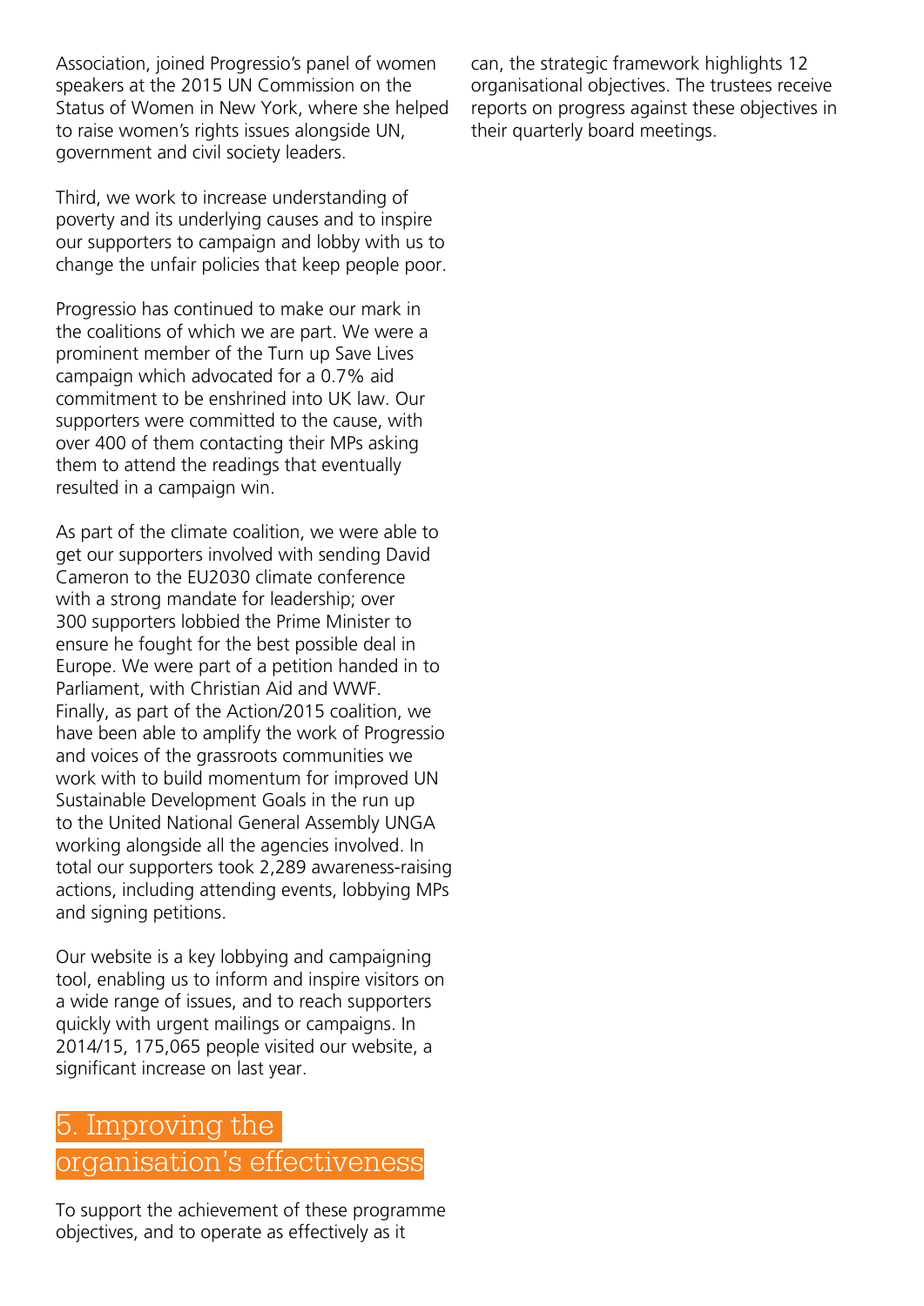Association, joined Progressio's panel of women speakers at the 2015 UN Commission on the Status of Women in New York, where she helped to raise women's rights issues alongside UN, government and civil society leaders.

Third, we work to increase understanding of poverty and its underlying causes and to inspire our supporters to campaign and lobby with us to change the unfair policies that keep people poor.

Progressio has continued to make our mark in the coalitions of which we are part. We were a prominent member of the Turn up Save Lives campaign which advocated for a 0.7% aid commitment to be enshrined into UK law. Our supporters were committed to the cause, with over 400 of them contacting their MPs asking them to attend the readings that eventually resulted in a campaign win.

As part of the climate coalition, we were able to get our supporters involved with sending David Cameron to the EU2030 climate conference with a strong mandate for leadership; over 300 supporters lobbied the Prime Minister to ensure he fought for the best possible deal in Europe. We were part of a petition handed in to Parliament, with Christian Aid and WWF. Finally, as part of the Action/2015 coalition, we have been able to amplify the work of Progressio and voices of the grassroots communities we work with to build momentum for improved UN Sustainable Development Goals in the run up to the United National General Assembly UNGA working alongside all the agencies involved. In total our supporters took 2,289 awareness-raising actions, including attending events, lobbying MPs and signing petitions.

Our website is a key lobbying and campaigning tool, enabling us to inform and inspire visitors on a wide range of issues, and to reach supporters quickly with urgent mailings or campaigns. In 2014/15, 175,065 people visited our website, a significant increase on last year.

## 5. Improving the organisation's effectiveness

To support the achievement of these programme objectives, and to operate as effectively as it can, the strategic framework highlights 12 organisational objectives. The trustees receive reports on progress against these objectives in their quarterly board meetings.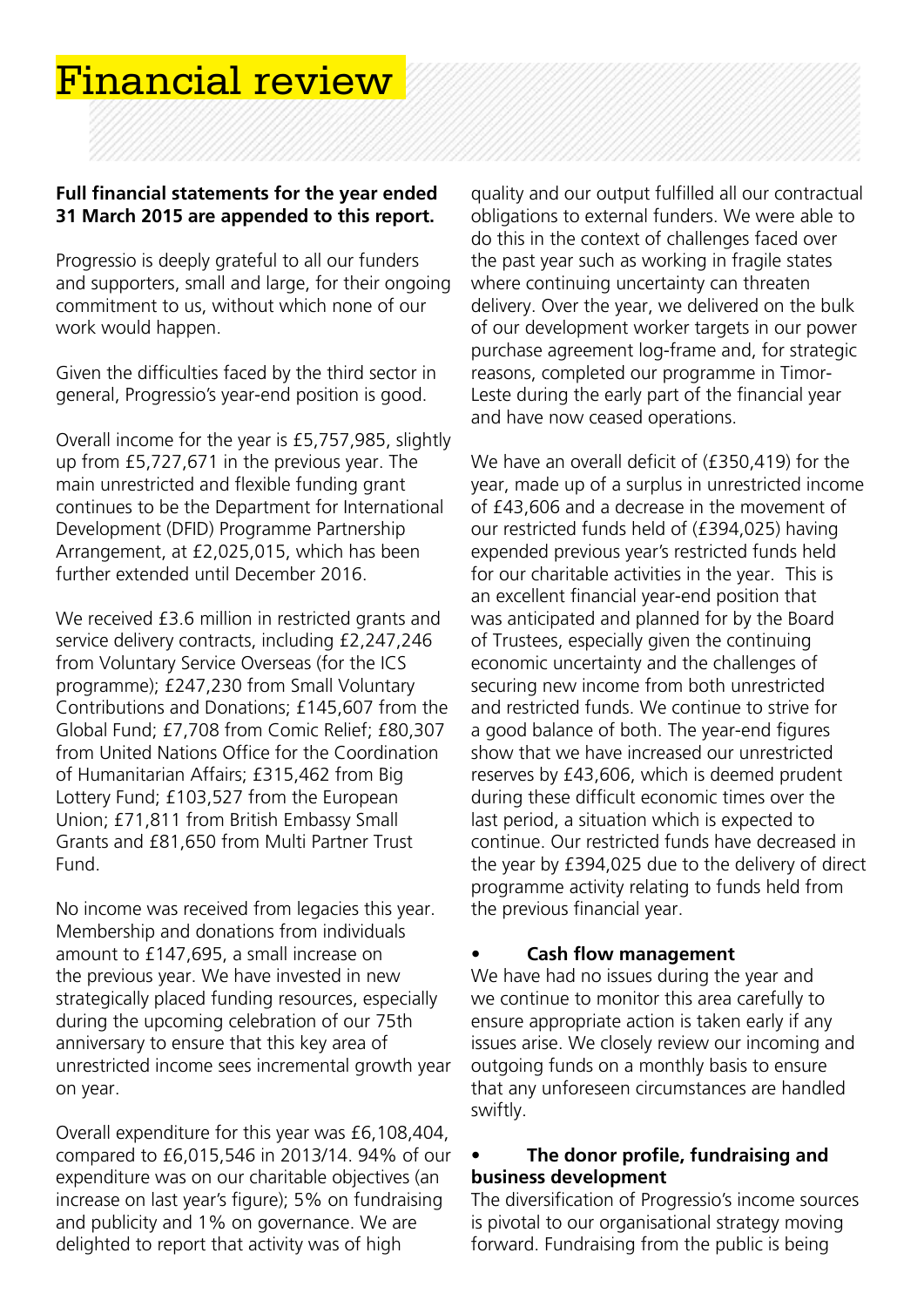# Financial review

**Full financial statements for the year ended 31 March 2015 are appended to this report.**

Progressio is deeply grateful to all our funders and supporters, small and large, for their ongoing commitment to us, without which none of our work would happen.

Given the difficulties faced by the third sector in general, Progressio's year-end position is good.

Overall income for the year is £5,757,985, slightly up from £5,727,671 in the previous year. The main unrestricted and flexible funding grant continues to be the Department for International Development (DFID) Programme Partnership Arrangement, at £2,025,015, which has been further extended until December 2016.

We received £3.6 million in restricted grants and service delivery contracts, including £2,247,246 from Voluntary Service Overseas (for the ICS programme); £247,230 from Small Voluntary Contributions and Donations; £145,607 from the Global Fund; £7,708 from Comic Relief; £80,307 from United Nations Office for the Coordination of Humanitarian Affairs; £315,462 from Big Lottery Fund; £103,527 from the European Union; £71,811 from British Embassy Small Grants and £81,650 from Multi Partner Trust Fund.

No income was received from legacies this year. Membership and donations from individuals amount to £147,695, a small increase on the previous year. We have invested in new strategically placed funding resources, especially during the upcoming celebration of our 75th anniversary to ensure that this key area of unrestricted income sees incremental growth year on year.

Overall expenditure for this year was £6,108,404, compared to £6,015,546 in 2013/14. 94% of our expenditure was on our charitable objectives (an increase on last year's figure); 5% on fundraising and publicity and 1% on governance. We are delighted to report that activity was of high quality and our output fulfilled all our contractual obligations to external funders. We were able to do this in the context of challenges faced over the past year such as working in fragile states where continuing uncertainty can threaten delivery. Over the year, we delivered on the bulk of our development worker targets in our power purchase agreement log-frame and, for strategic reasons, completed our programme in Timor-Leste during the early part of the financial year and have now ceased operations.

We have an overall deficit of (£350,419) for the year, made up of a surplus in unrestricted income of £43,606 and a decrease in the movement of our restricted funds held of (£394,025) having expended previous year's restricted funds held for our charitable activities in the year. This is an excellent financial year-end position that was anticipated and planned for by the Board of Trustees, especially given the continuing economic uncertainty and the challenges of securing new income from both unrestricted and restricted funds. We continue to strive for a good balance of both. The year-end figures show that we have increased our unrestricted reserves by £43,606, which is deemed prudent during these difficult economic times over the last period, a situation which is expected to continue. Our restricted funds have decreased in the year by £394,025 due to the delivery of direct programme activity relating to funds held from the previous financial year.

- **Cash flow management**

We have had no issues during the year and we continue to monitor this area carefully to ensure appropriate action is taken early if any issues arise. We closely review our incoming and outgoing funds on a monthly basis to ensure that any unforeseen circumstances are handled swiftly.

- **The donor profile, fundraising and business development**

The diversification of Progressio's income sources is pivotal to our organisational strategy moving forward. Fundraising from the public is being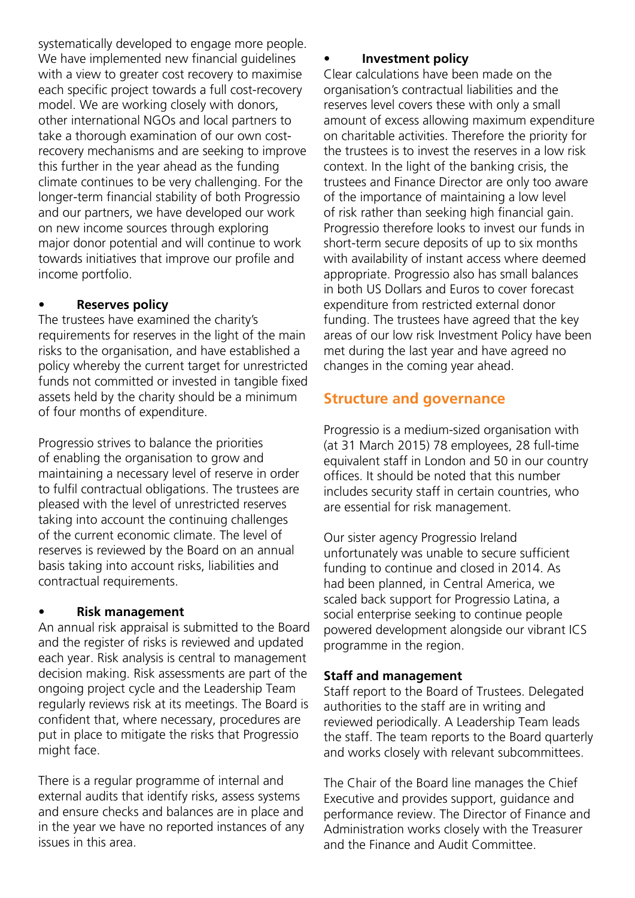systematically developed to engage more people. We have implemented new financial guidelines with a view to greater cost recovery to maximise each specific project towards a full cost-recovery model. We are working closely with donors, other international NGOs and local partners to take a thorough examination of our own cost-recovery mechanisms and are seeking to improve this further in the year ahead as the funding climate continues to be very challenging. For the longer-term financial stability of both Progressio and our partners, we have developed our work on new income sources through exploring major donor potential and will continue to work towards initiatives that improve our profile and income portfolio.

- **Reserves policy**

The trustees have examined the charity's requirements for reserves in the light of the main risks to the organisation, and have established a policy whereby the current target for unrestricted funds not committed or invested in tangible fixed assets held by the charity should be a minimum of four months of expenditure.

Progressio strives to balance the priorities of enabling the organisation to grow and maintaining a necessary level of reserve in order to fulfil contractual obligations. The trustees are pleased with the level of unrestricted reserves taking into account the continuing challenges of the current economic climate. The level of reserves is reviewed by the Board on an annual basis taking into account risks, liabilities and contractual requirements.

- **Risk management**

An annual risk appraisal is submitted to the Board and the register of risks is reviewed and updated each year. Risk analysis is central to management decision making. Risk assessments are part of the ongoing project cycle and the Leadership Team regularly reviews risk at its meetings. The Board is confident that, where necessary, procedures are put in place to mitigate the risks that Progressio might face.

There is a regular programme of internal and external audits that identify risks, assess systems and ensure checks and balances are in place and in the year we have no reported instances of any issues in this area.

- **Investment policy**

Clear calculations have been made on the organisation's contractual liabilities and the reserves level covers these with only a small amount of excess allowing maximum expenditure on charitable activities. Therefore the priority for the trustees is to invest the reserves in a low risk context. In the light of the banking crisis, the trustees and Finance Director are only too aware of the importance of maintaining a low level of risk rather than seeking high financial gain. Progressio therefore looks to invest our funds in short-term secure deposits of up to six months with availability of instant access where deemed appropriate. Progressio also has small balances in both US Dollars and Euros to cover forecast expenditure from restricted external donor funding. The trustees have agreed that the key areas of our low risk Investment Policy have been met during the last year and have agreed no changes in the coming year ahead.

## Structure and governance

Progressio is a medium-sized organisation with (at 31 March 2015) 78 employees, 28 full-time equivalent staff in London and 50 in our country offices. It should be noted that this number includes security staff in certain countries, who are essential for risk management.

Our sister agency Progressio Ireland unfortunately was unable to secure sufficient funding to continue and closed in 2014. As had been planned, in Central America, we scaled back support for Progressio Latina, a social enterprise seeking to continue people powered development alongside our vibrant ICS programme in the region.

### Staff and management

Staff report to the Board of Trustees. Delegated authorities to the staff are in writing and reviewed periodically. A Leadership Team leads the staff. The team reports to the Board quarterly and works closely with relevant subcommittees.

The Chair of the Board line manages the Chief Executive and provides support, guidance and performance review. The Director of Finance and Administration works closely with the Treasurer and the Finance and Audit Committee.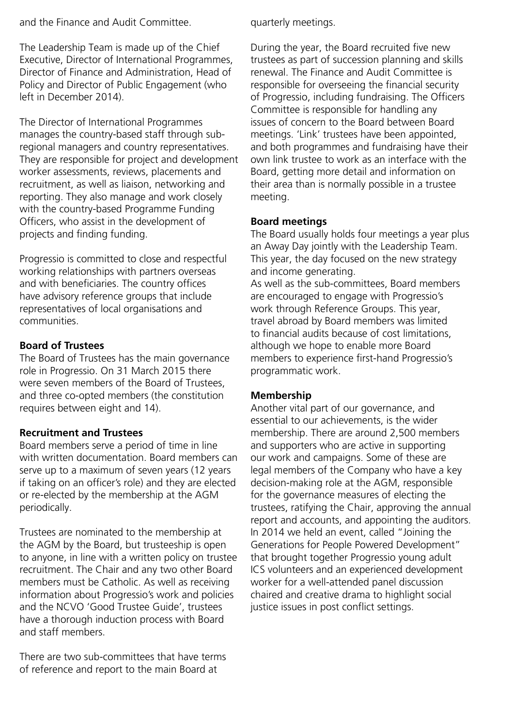and the Finance and Audit Committee.

The Leadership Team is made up of the Chief Executive, Director of International Programmes, Director of Finance and Administration, Head of Policy and Director of Public Engagement (who left in December 2014).

The Director of International Programmes manages the country-based staff through sub-regional managers and country representatives. They are responsible for project and development worker assessments, reviews, placements and recruitment, as well as liaison, networking and reporting. They also manage and work closely with the country-based Programme Funding Officers, who assist in the development of projects and finding funding.

Progressio is committed to close and respectful working relationships with partners overseas and with beneficiaries. The country offices have advisory reference groups that include representatives of local organisations and communities.

**Board of Trustees**

The Board of Trustees has the main governance role in Progressio. On 31 March 2015 there were seven members of the Board of Trustees, and three co-opted members (the constitution requires between eight and 14).

**Recruitment and Trustees**

Board members serve a period of time in line with written documentation. Board members can serve up to a maximum of seven years (12 years if taking on an officer's role) and they are elected or re-elected by the membership at the AGM periodically.

Trustees are nominated to the membership at the AGM by the Board, but trusteeship is open to anyone, in line with a written policy on trustee recruitment. The Chair and any two other Board members must be Catholic. As well as receiving information about Progressio's work and policies and the NCVO 'Good Trustee Guide', trustees have a thorough induction process with Board and staff members.

There are two sub-committees that have terms of reference and report to the main Board at quarterly meetings.

During the year, the Board recruited five new trustees as part of succession planning and skills renewal. The Finance and Audit Committee is responsible for overseeing the financial security of Progressio, including fundraising. The Officers Committee is responsible for handling any issues of concern to the Board between Board meetings. 'Link' trustees have been appointed, and both programmes and fundraising have their own link trustee to work as an interface with the Board, getting more detail and information on their area than is normally possible in a trustee meeting.

**Board meetings**

The Board usually holds four meetings a year plus an Away Day jointly with the Leadership Team. This year, the day focused on the new strategy and income generating.

As well as the sub-committees, Board members are encouraged to engage with Progressio's work through Reference Groups. This year, travel abroad by Board members was limited to financial audits because of cost limitations, although we hope to enable more Board members to experience first-hand Progressio's programmatic work.

**Membership**

Another vital part of our governance, and essential to our achievements, is the wider membership. There are around 2,500 members and supporters who are active in supporting our work and campaigns. Some of these are legal members of the Company who have a key decision-making role at the AGM, responsible for the governance measures of electing the trustees, ratifying the Chair, approving the annual report and accounts, and appointing the auditors. In 2014 we held an event, called "Joining the Generations for People Powered Development" that brought together Progressio young adult ICS volunteers and an experienced development worker for a well-attended panel discussion chaired and creative drama to highlight social justice issues in post conflict settings.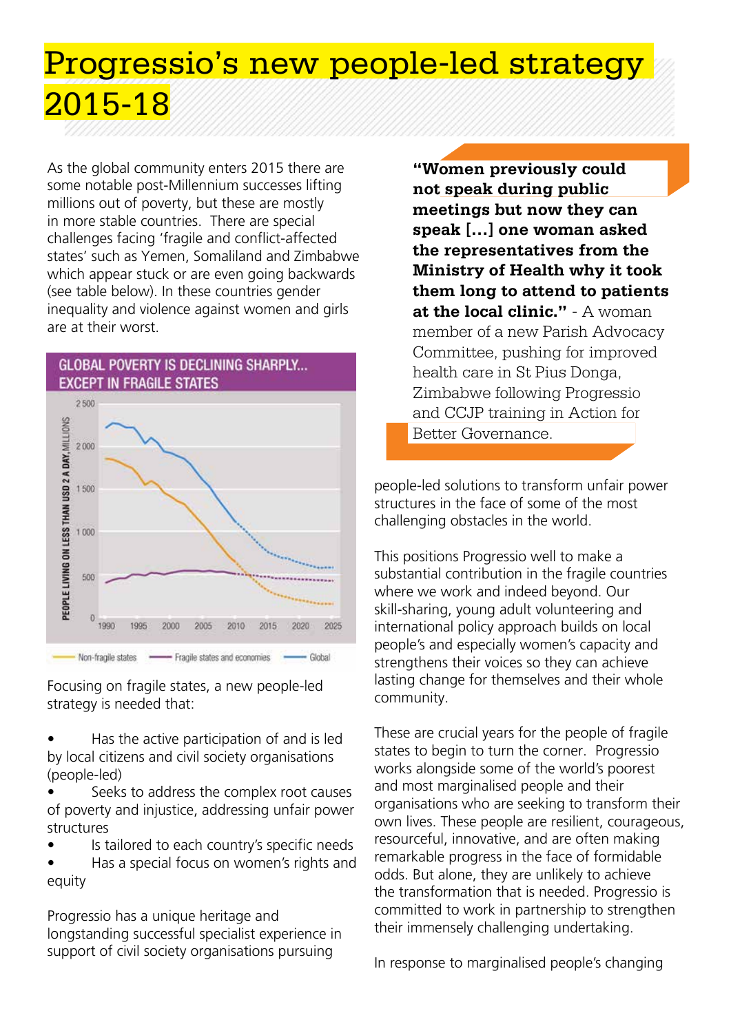# Progressio's new people-led strategy 2015-18

As the global community enters 2015 there are some notable post-Millennium successes lifting millions out of poverty, but these are mostly in more stable countries. There are special challenges facing 'fragile and conflict-affected states' such as Yemen, Somaliland and Zimbabwe which appear stuck or are even going backwards (see table below). In these countries gender inequality and violence against women and girls are at their worst.

**GLOBAL POVERTY IS DECLINING SHARPLY... EXCEPT IN FRAGILE STATES**

Focusing on fragile states, a new people-led strategy is needed that:

- Has the active participation of and is led by local citizens and civil society organisations (people-led)
- Seeks to address the complex root causes of poverty and injustice, addressing unfair power structures
- Is tailored to each country's specific needs
- Has a special focus on women's rights and equity

Progressio has a unique heritage and longstanding successful specialist experience in support of civil society organisations pursuing people-led solutions to transform unfair power structures in the face of some of the most challenging obstacles in the world.

> **"Women previously could not speak during public meetings but now they can speak [...] one woman asked the representatives from the Ministry of Health why it took them long to attend to patients at the local clinic."** - A woman member of a new Parish Advocacy Committee, pushing for improved health care in St Pius Donga, Zimbabwe following Progressio and CCJP training in Action for Better Governance.

This positions Progressio well to make a substantial contribution in the fragile countries where we work and indeed beyond. Our skill-sharing, young adult volunteering and international policy approach builds on local people's and especially women's capacity and strengthens their voices so they can achieve lasting change for themselves and their whole community.

These are crucial years for the people of fragile states to begin to turn the corner. Progressio works alongside some of the world's poorest and most marginalised people and their organisations who are seeking to transform their own lives. These people are resilient, courageous, resourceful, innovative, and are often making remarkable progress in the face of formidable odds. But alone, they are unlikely to achieve the transformation that is needed. Progressio is committed to work in partnership to strengthen their immensely challenging undertaking.

In response to marginalised people's changing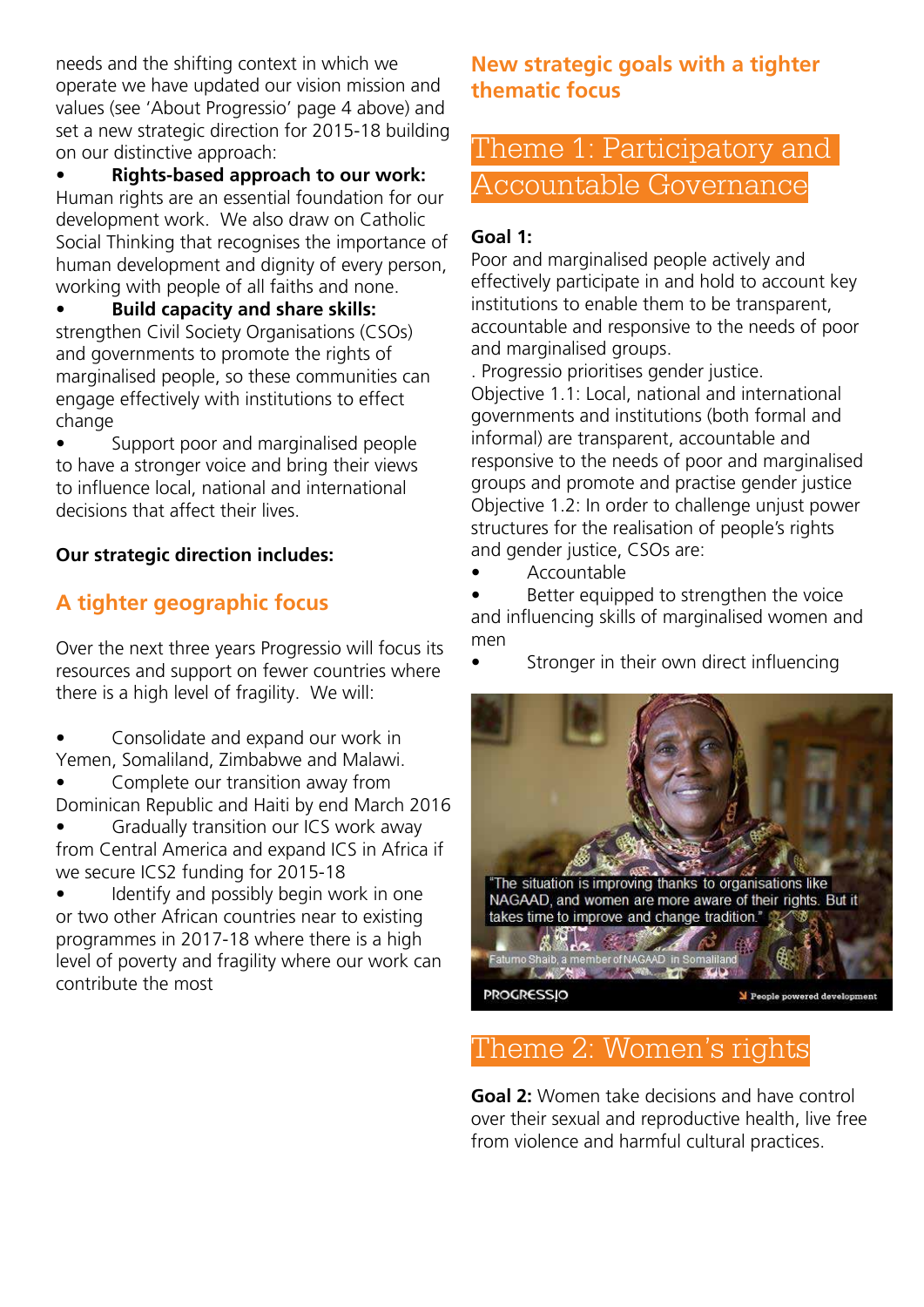needs and the shifting context in which we operate we have updated our vision mission and values (see 'About Progressio' page 4 above) and set a new strategic direction for 2015-18 building on our distinctive approach:

- **Rights-based approach to our work:** Human rights are an essential foundation for our development work. We also draw on Catholic Social Thinking that recognises the importance of human development and dignity of every person, working with people of all faiths and none.
- **Build capacity and share skills:** strengthen Civil Society Organisations (CSOs) and governments to promote the rights of marginalised people, so these communities can engage effectively with institutions to effect change
- Support poor and marginalised people to have a stronger voice and bring their views to influence local, national and international decisions that affect their lives.

**Our strategic direction includes:**

## A tighter geographic focus

Over the next three years Progressio will focus its resources and support on fewer countries where there is a high level of fragility. We will:

- Consolidate and expand our work in Yemen, Somaliland, Zimbabwe and Malawi.
- Complete our transition away from Dominican Republic and Haiti by end March 2016
- Gradually transition our ICS work away from Central America and expand ICS in Africa if we secure ICS2 funding for 2015-18
- Identify and possibly begin work in one or two other African countries near to existing programmes in 2017-18 where there is a high level of poverty and fragility where our work can contribute the most

## New strategic goals with a tighter thematic focus

## Theme 1: Participatory and Accountable Governance

**Goal 1:**
Poor and marginalised people actively and effectively participate in and hold to account key institutions to enable them to be transparent, accountable and responsive to the needs of poor and marginalised groups.
. Progressio prioritises gender justice.
Objective 1.1: Local, national and international governments and institutions (both formal and informal) are transparent, accountable and responsive to the needs of poor and marginalised groups and promote and practise gender justice
Objective 1.2: In order to challenge unjust power structures for the realisation of people's rights and gender justice, CSOs are:

- Accountable
- Better equipped to strengthen the voice and influencing skills of marginalised women and men
- Stronger in their own direct influencing

"The situation is improving thanks to organisations like NAGAAD, and women are more aware of their rights. But it takes time to improve and change tradition."

Fatumo Shaib, a member of NAGAAD in Somaliland

PROGRESSIO People powered development

## Theme 2: Women's rights

**Goal 2:** Women take decisions and have control over their sexual and reproductive health, live free from violence and harmful cultural practices.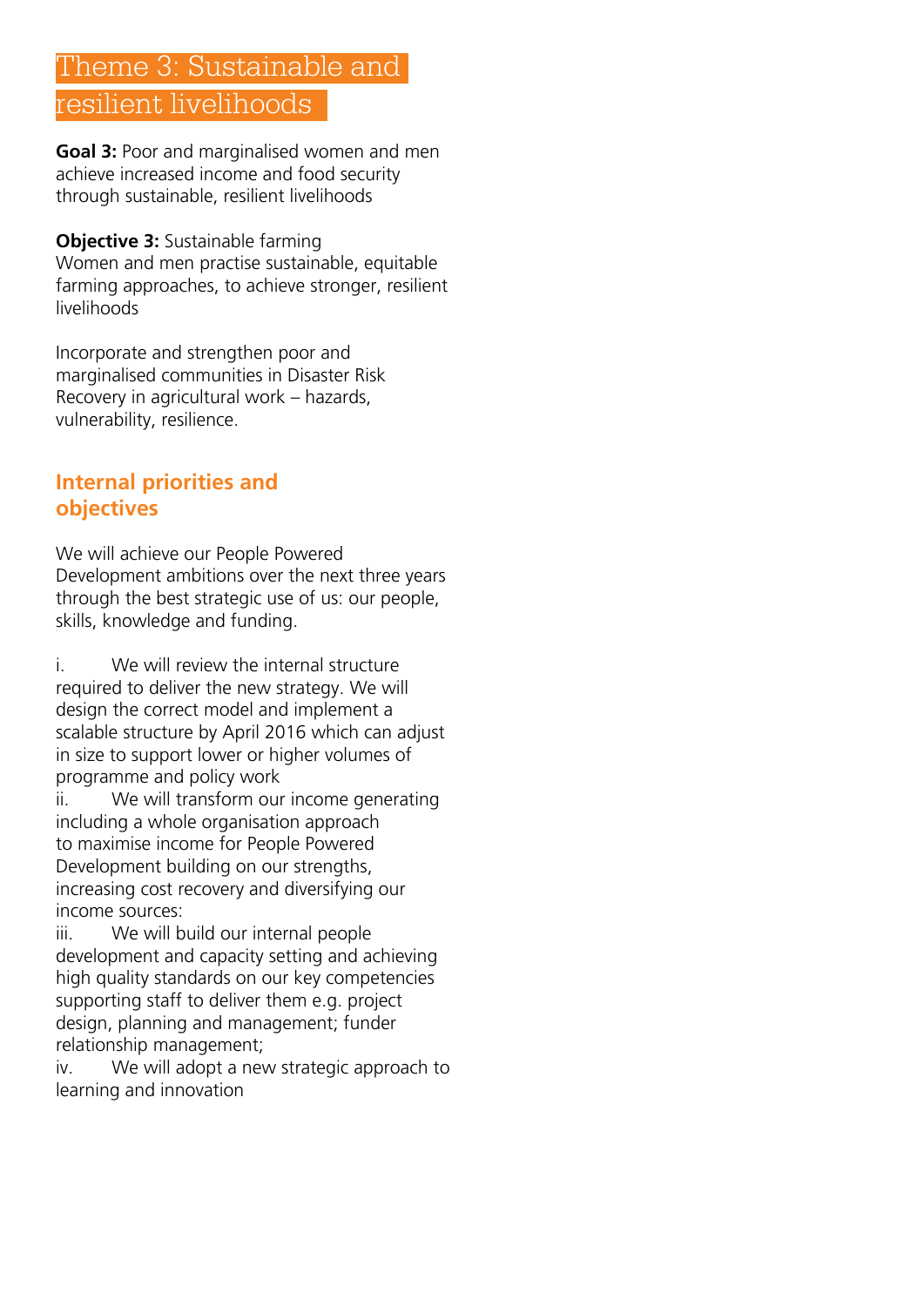## Theme 3: Sustainable and resilient livelihoods

**Goal 3:** Poor and marginalised women and men achieve increased income and food security through sustainable, resilient livelihoods

**Objective 3:** Sustainable farming
Women and men practise sustainable, equitable farming approaches, to achieve stronger, resilient livelihoods

Incorporate and strengthen poor and marginalised communities in Disaster Risk Recovery in agricultural work – hazards, vulnerability, resilience.

## Internal priorities and objectives

We will achieve our People Powered Development ambitions over the next three years through the best strategic use of us: our people, skills, knowledge and funding.

i. We will review the internal structure required to deliver the new strategy. We will design the correct model and implement a scalable structure by April 2016 which can adjust in size to support lower or higher volumes of programme and policy work

ii. We will transform our income generating including a whole organisation approach to maximise income for People Powered Development building on our strengths, increasing cost recovery and diversifying our income sources:

iii. We will build our internal people development and capacity setting and achieving high quality standards on our key competencies supporting staff to deliver them e.g. project design, planning and management; funder relationship management;

iv. We will adopt a new strategic approach to learning and innovation